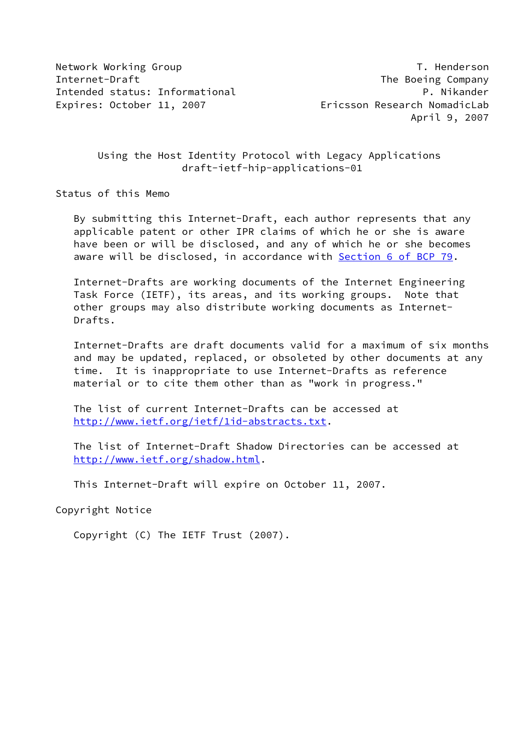Network Working Group T. Henderson
Internet-Draft The Boeing Company
Intended status: Informational P. Nikander
Expires: October 11, 2007 Ericsson Research NomadicLab
April 9, 2007

# Using the Host Identity Protocol with Legacy Applications
draft-ietf-hip-applications-01

## Status of this Memo

By submitting this Internet-Draft, each author represents that any applicable patent or other IPR claims of which he or she is aware have been or will be disclosed, and any of which he or she becomes aware will be disclosed, in accordance with Section 6 of BCP 79.

Internet-Drafts are working documents of the Internet Engineering Task Force (IETF), its areas, and its working groups. Note that other groups may also distribute working documents as Internet-Drafts.

Internet-Drafts are draft documents valid for a maximum of six months and may be updated, replaced, or obsoleted by other documents at any time. It is inappropriate to use Internet-Drafts as reference material or to cite them other than as "work in progress."

The list of current Internet-Drafts can be accessed at http://www.ietf.org/ietf/1id-abstracts.txt.

The list of Internet-Draft Shadow Directories can be accessed at http://www.ietf.org/shadow.html.

This Internet-Draft will expire on October 11, 2007.

## Copyright Notice

Copyright (C) The IETF Trust (2007).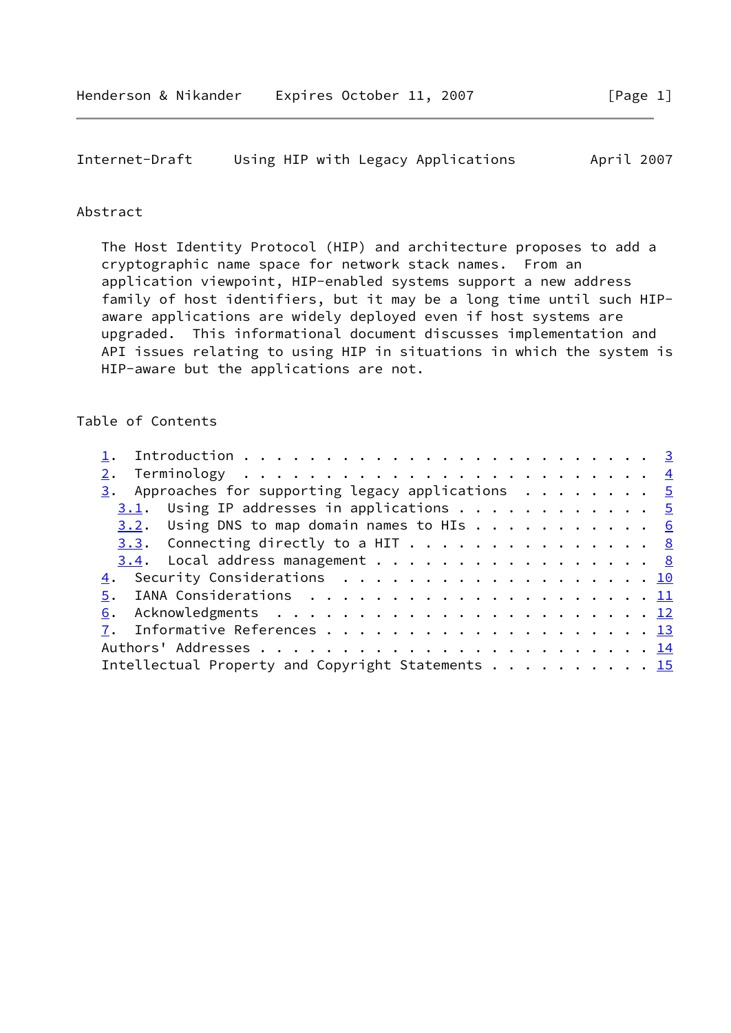## Abstract

The Host Identity Protocol (HIP) and architecture proposes to add a cryptographic name space for network stack names. From an application viewpoint, HIP-enabled systems support a new address family of host identifiers, but it may be a long time until such HIP-aware applications are widely deployed even if host systems are upgraded. This informational document discusses implementation and API issues relating to using HIP in situations in which the system is HIP-aware but the applications are not.

## Table of Contents

1. Introduction . . . . . . . . . . . . . . . . . . . . . . . . . 3
2. Terminology . . . . . . . . . . . . . . . . . . . . . . . . . 4
3. Approaches for supporting legacy applications . . . . . . . . 5
   3.1. Using IP addresses in applications . . . . . . . . . . . . 5
   3.2. Using DNS to map domain names to HIs . . . . . . . . . . . 6
   3.3. Connecting directly to a HIT . . . . . . . . . . . . . . . 8
   3.4. Local address management . . . . . . . . . . . . . . . . . 8
4. Security Considerations . . . . . . . . . . . . . . . . . . . 10
5. IANA Considerations . . . . . . . . . . . . . . . . . . . . . 11
6. Acknowledgments . . . . . . . . . . . . . . . . . . . . . . . 12
7. Informative References . . . . . . . . . . . . . . . . . . . 13

Authors' Addresses . . . . . . . . . . . . . . . . . . . . . . . 14

Intellectual Property and Copyright Statements . . . . . . . . . 15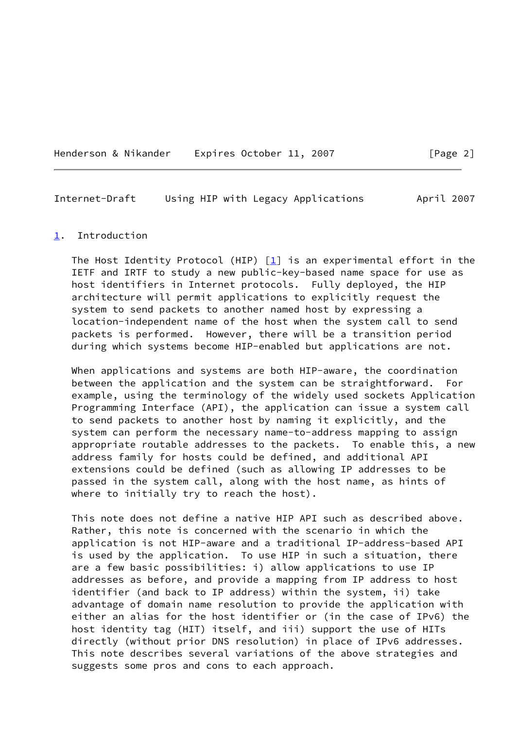# 1. Introduction

The Host Identity Protocol (HIP) [1] is an experimental effort in the IETF and IRTF to study a new public-key-based name space for use as host identifiers in Internet protocols. Fully deployed, the HIP architecture will permit applications to explicitly request the system to send packets to another named host by expressing a location-independent name of the host when the system call to send packets is performed. However, there will be a transition period during which systems become HIP-enabled but applications are not.

When applications and systems are both HIP-aware, the coordination between the application and the system can be straightforward. For example, using the terminology of the widely used sockets Application Programming Interface (API), the application can issue a system call to send packets to another host by naming it explicitly, and the system can perform the necessary name-to-address mapping to assign appropriate routable addresses to the packets. To enable this, a new address family for hosts could be defined, and additional API extensions could be defined (such as allowing IP addresses to be passed in the system call, along with the host name, as hints of where to initially try to reach the host).

This note does not define a native HIP API such as described above. Rather, this note is concerned with the scenario in which the application is not HIP-aware and a traditional IP-address-based API is used by the application. To use HIP in such a situation, there are a few basic possibilities: i) allow applications to use IP addresses as before, and provide a mapping from IP address to host identifier (and back to IP address) within the system, ii) take advantage of domain name resolution to provide the application with either an alias for the host identifier or (in the case of IPv6) the host identity tag (HIT) itself, and iii) support the use of HITs directly (without prior DNS resolution) in place of IPv6 addresses. This note describes several variations of the above strategies and suggests some pros and cons to each approach.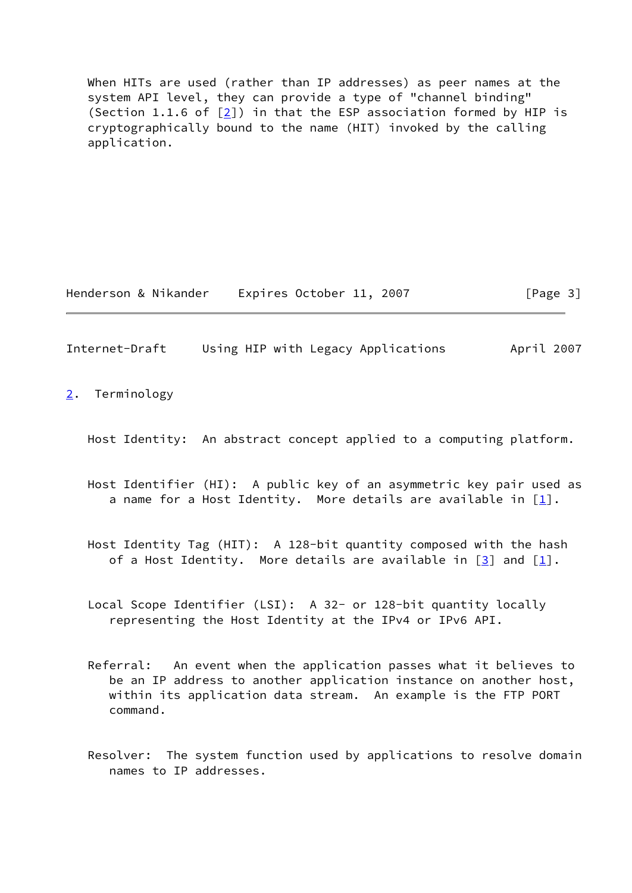When HITs are used (rather than IP addresses) as peer names at the system API level, they can provide a type of "channel binding" (Section 1.1.6 of [2]) in that the ESP association formed by HIP is cryptographically bound to the name (HIT) invoked by the calling application.

## 2. Terminology

Host Identity: An abstract concept applied to a computing platform.

Host Identifier (HI): A public key of an asymmetric key pair used as a name for a Host Identity. More details are available in [1].

Host Identity Tag (HIT): A 128-bit quantity composed with the hash of a Host Identity. More details are available in [3] and [1].

Local Scope Identifier (LSI): A 32- or 128-bit quantity locally representing the Host Identity at the IPv4 or IPv6 API.

Referral: An event when the application passes what it believes to be an IP address to another application instance on another host, within its application data stream. An example is the FTP PORT command.

Resolver: The system function used by applications to resolve domain names to IP addresses.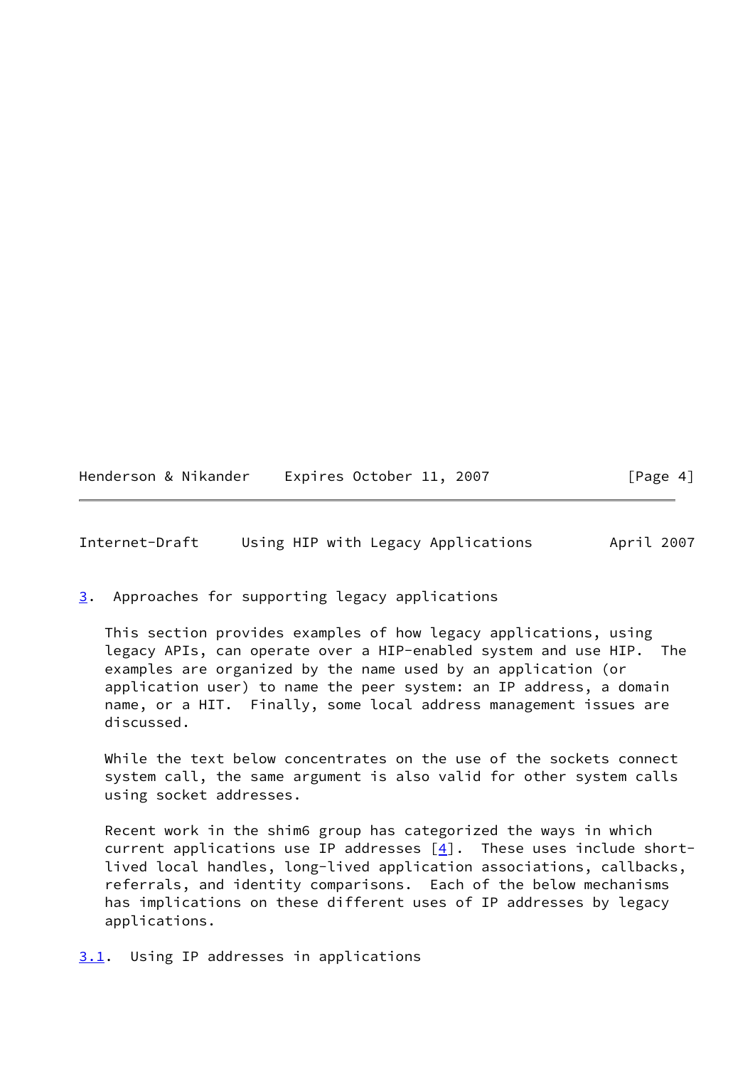## 3. Approaches for supporting legacy applications

This section provides examples of how legacy applications, using legacy APIs, can operate over a HIP-enabled system and use HIP. The examples are organized by the name used by an application (or application user) to name the peer system: an IP address, a domain name, or a HIT. Finally, some local address management issues are discussed.

While the text below concentrates on the use of the sockets connect system call, the same argument is also valid for other system calls using socket addresses.

Recent work in the shim6 group has categorized the ways in which current applications use IP addresses [4]. These uses include short-lived local handles, long-lived application associations, callbacks, referrals, and identity comparisons. Each of the below mechanisms has implications on these different uses of IP addresses by legacy applications.

### 3.1. Using IP addresses in applications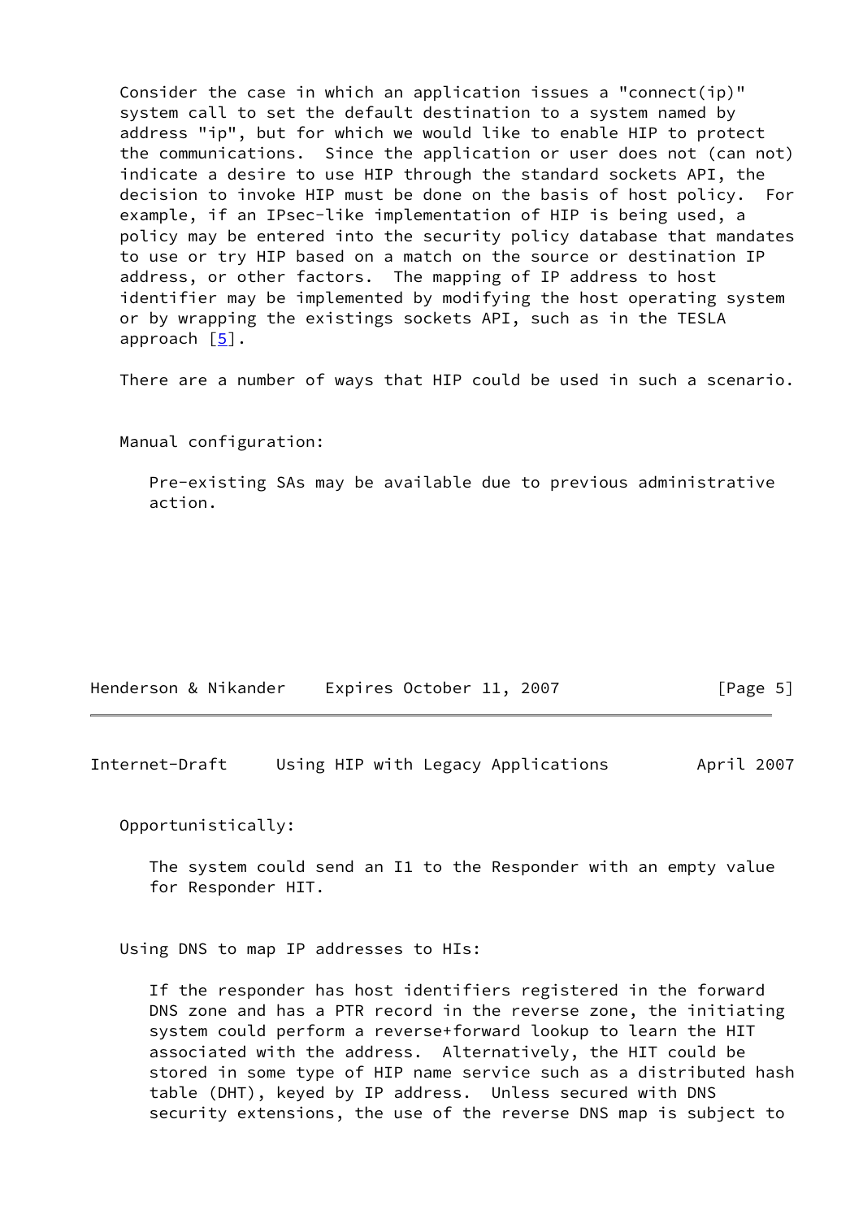Consider the case in which an application issues a "connect(ip)" system call to set the default destination to a system named by address "ip", but for which we would like to enable HIP to protect the communications. Since the application or user does not (can not) indicate a desire to use HIP through the standard sockets API, the decision to invoke HIP must be done on the basis of host policy. For example, if an IPsec-like implementation of HIP is being used, a policy may be entered into the security policy database that mandates to use or try HIP based on a match on the source or destination IP address, or other factors. The mapping of IP address to host identifier may be implemented by modifying the host operating system or by wrapping the existings sockets API, such as in the TESLA approach [5].

There are a number of ways that HIP could be used in such a scenario.

Manual configuration:

> Pre-existing SAs may be available due to previous administrative action.

Opportunistically:

> The system could send an I1 to the Responder with an empty value for Responder HIT.

Using DNS to map IP addresses to HIs:

> If the responder has host identifiers registered in the forward DNS zone and has a PTR record in the reverse zone, the initiating system could perform a reverse+forward lookup to learn the HIT associated with the address. Alternatively, the HIT could be stored in some type of HIP name service such as a distributed hash table (DHT), keyed by IP address. Unless secured with DNS security extensions, the use of the reverse DNS map is subject to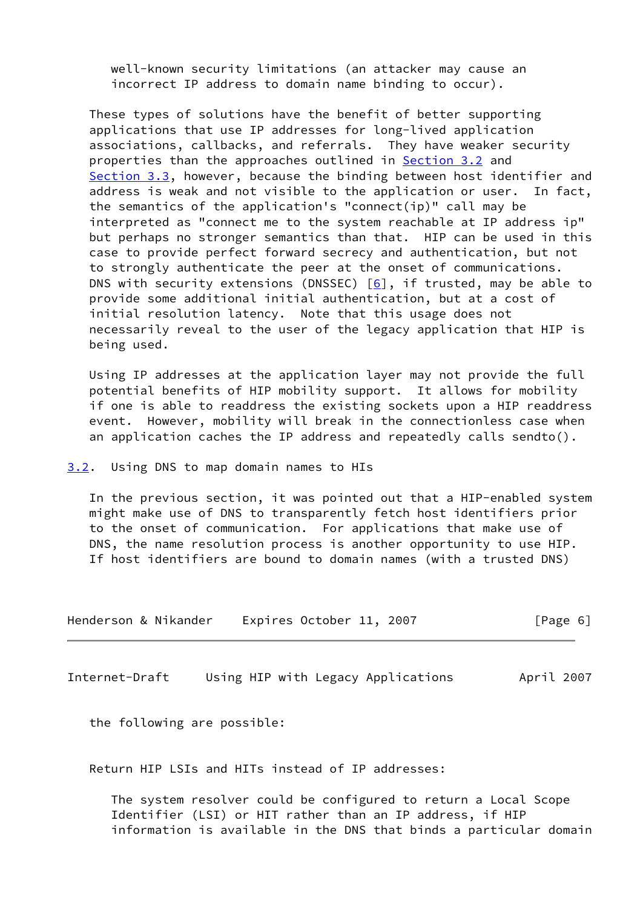well-known security limitations (an attacker may cause an incorrect IP address to domain name binding to occur).

These types of solutions have the benefit of better supporting applications that use IP addresses for long-lived application associations, callbacks, and referrals. They have weaker security properties than the approaches outlined in Section 3.2 and Section 3.3, however, because the binding between host identifier and address is weak and not visible to the application or user. In fact, the semantics of the application's "connect(ip)" call may be interpreted as "connect me to the system reachable at IP address ip" but perhaps no stronger semantics than that. HIP can be used in this case to provide perfect forward secrecy and authentication, but not to strongly authenticate the peer at the onset of communications. DNS with security extensions (DNSSEC) [6], if trusted, may be able to provide some additional initial authentication, but at a cost of initial resolution latency. Note that this usage does not necessarily reveal to the user of the legacy application that HIP is being used.

Using IP addresses at the application layer may not provide the full potential benefits of HIP mobility support. It allows for mobility if one is able to readdress the existing sockets upon a HIP readdress event. However, mobility will break in the connectionless case when an application caches the IP address and repeatedly calls sendto().

### 3.2. Using DNS to map domain names to HIs

In the previous section, it was pointed out that a HIP-enabled system might make use of DNS to transparently fetch host identifiers prior to the onset of communication. For applications that make use of DNS, the name resolution process is another opportunity to use HIP. If host identifiers are bound to domain names (with a trusted DNS) the following are possible:

Return HIP LSIs and HITs instead of IP addresses:

The system resolver could be configured to return a Local Scope Identifier (LSI) or HIT rather than an IP address, if HIP information is available in the DNS that binds a particular domain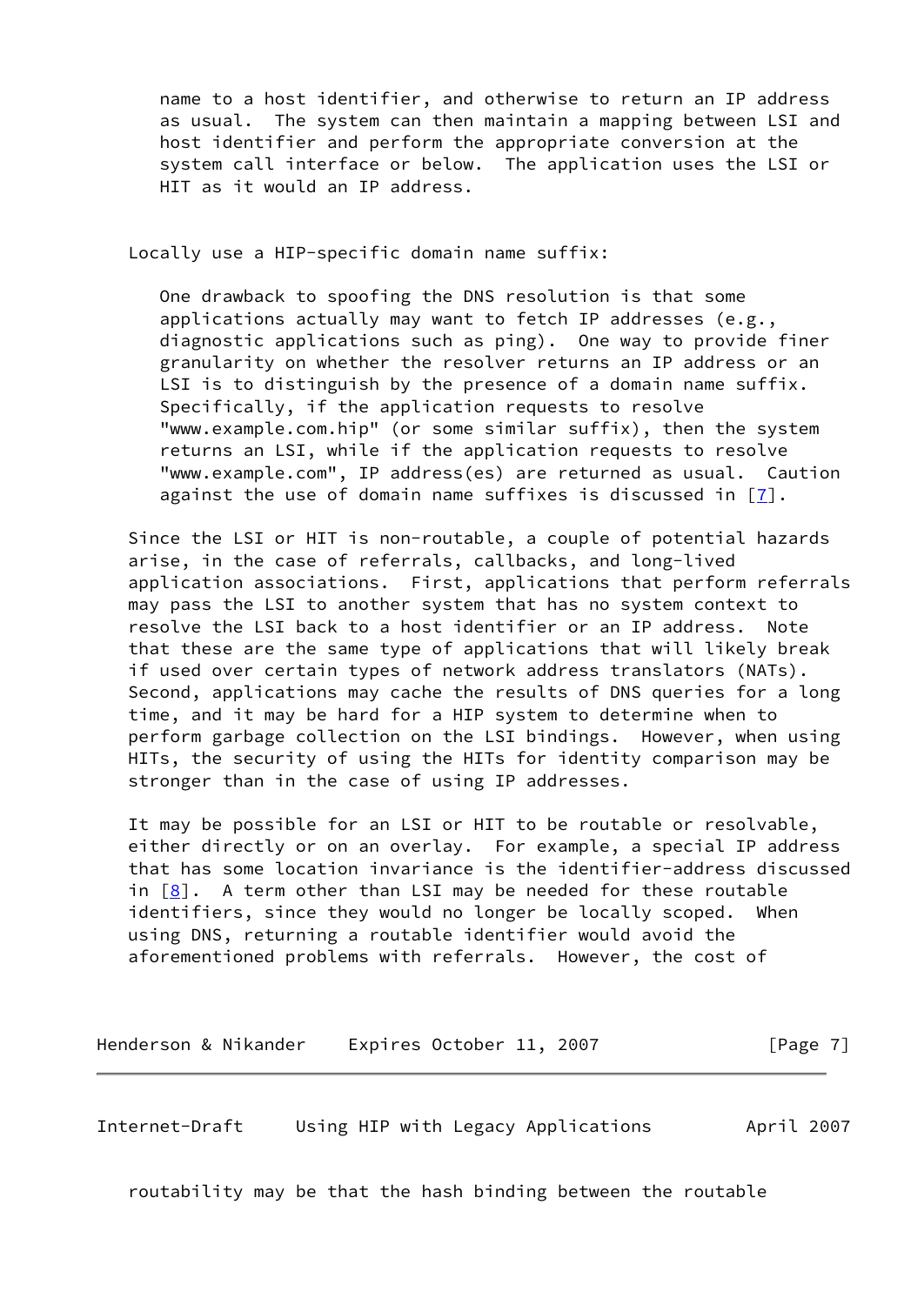name to a host identifier, and otherwise to return an IP address as usual. The system can then maintain a mapping between LSI and host identifier and perform the appropriate conversion at the system call interface or below. The application uses the LSI or HIT as it would an IP address.

Locally use a HIP-specific domain name suffix:

One drawback to spoofing the DNS resolution is that some applications actually may want to fetch IP addresses (e.g., diagnostic applications such as ping). One way to provide finer granularity on whether the resolver returns an IP address or an LSI is to distinguish by the presence of a domain name suffix. Specifically, if the application requests to resolve "www.example.com.hip" (or some similar suffix), then the system returns an LSI, while if the application requests to resolve "www.example.com", IP address(es) are returned as usual. Caution against the use of domain name suffixes is discussed in [7].

Since the LSI or HIT is non-routable, a couple of potential hazards arise, in the case of referrals, callbacks, and long-lived application associations. First, applications that perform referrals may pass the LSI to another system that has no system context to resolve the LSI back to a host identifier or an IP address. Note that these are the same type of applications that will likely break if used over certain types of network address translators (NATs). Second, applications may cache the results of DNS queries for a long time, and it may be hard for a HIP system to determine when to perform garbage collection on the LSI bindings. However, when using HITs, the security of using the HITs for identity comparison may be stronger than in the case of using IP addresses.

It may be possible for an LSI or HIT to be routable or resolvable, either directly or on an overlay. For example, a special IP address that has some location invariance is the identifier-address discussed in [8]. A term other than LSI may be needed for these routable identifiers, since they would no longer be locally scoped. When using DNS, returning a routable identifier would avoid the aforementioned problems with referrals. However, the cost of routability may be that the hash binding between the routable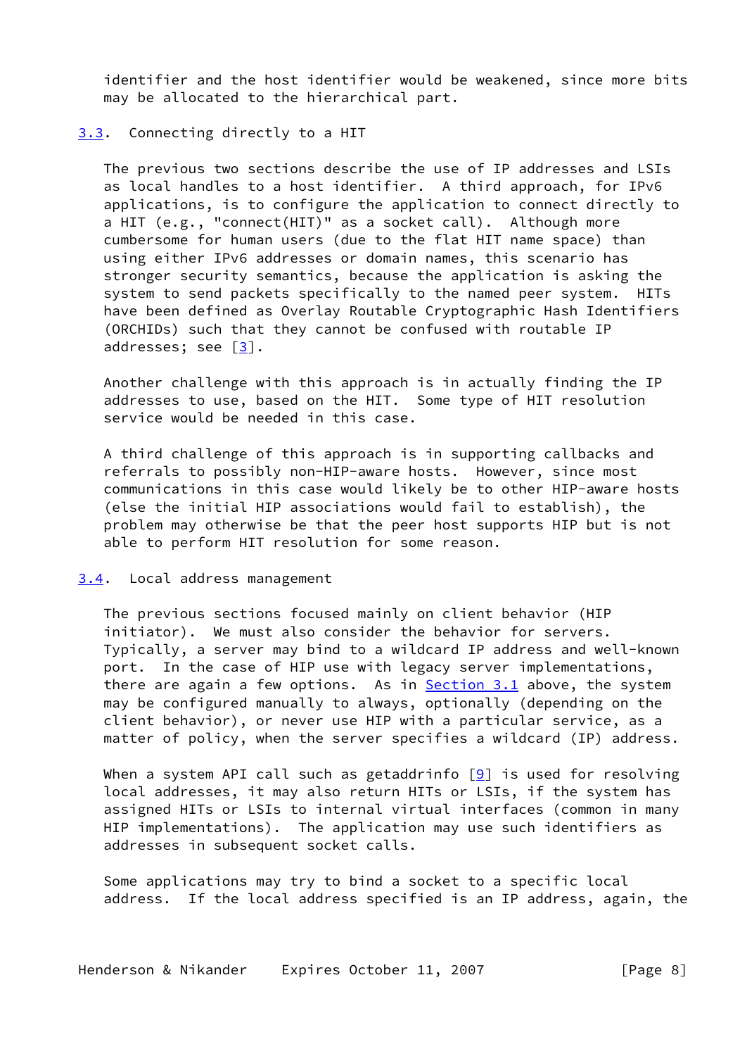identifier and the host identifier would be weakened, since more bits may be allocated to the hierarchical part.

### 3.3. Connecting directly to a HIT

The previous two sections describe the use of IP addresses and LSIs as local handles to a host identifier. A third approach, for IPv6 applications, is to configure the application to connect directly to a HIT (e.g., "connect(HIT)" as a socket call). Although more cumbersome for human users (due to the flat HIT name space) than using either IPv6 addresses or domain names, this scenario has stronger security semantics, because the application is asking the system to send packets specifically to the named peer system. HITs have been defined as Overlay Routable Cryptographic Hash Identifiers (ORCHIDs) such that they cannot be confused with routable IP addresses; see [3].

Another challenge with this approach is in actually finding the IP addresses to use, based on the HIT. Some type of HIT resolution service would be needed in this case.

A third challenge of this approach is in supporting callbacks and referrals to possibly non-HIP-aware hosts. However, since most communications in this case would likely be to other HIP-aware hosts (else the initial HIP associations would fail to establish), the problem may otherwise be that the peer host supports HIP but is not able to perform HIT resolution for some reason.

### 3.4. Local address management

The previous sections focused mainly on client behavior (HIP initiator). We must also consider the behavior for servers. Typically, a server may bind to a wildcard IP address and well-known port. In the case of HIP use with legacy server implementations, there are again a few options. As in Section 3.1 above, the system may be configured manually to always, optionally (depending on the client behavior), or never use HIP with a particular service, as a matter of policy, when the server specifies a wildcard (IP) address.

When a system API call such as getaddrinfo [9] is used for resolving local addresses, it may also return HITs or LSIs, if the system has assigned HITs or LSIs to internal virtual interfaces (common in many HIP implementations). The application may use such identifiers as addresses in subsequent socket calls.

Some applications may try to bind a socket to a specific local address. If the local address specified is an IP address, again, the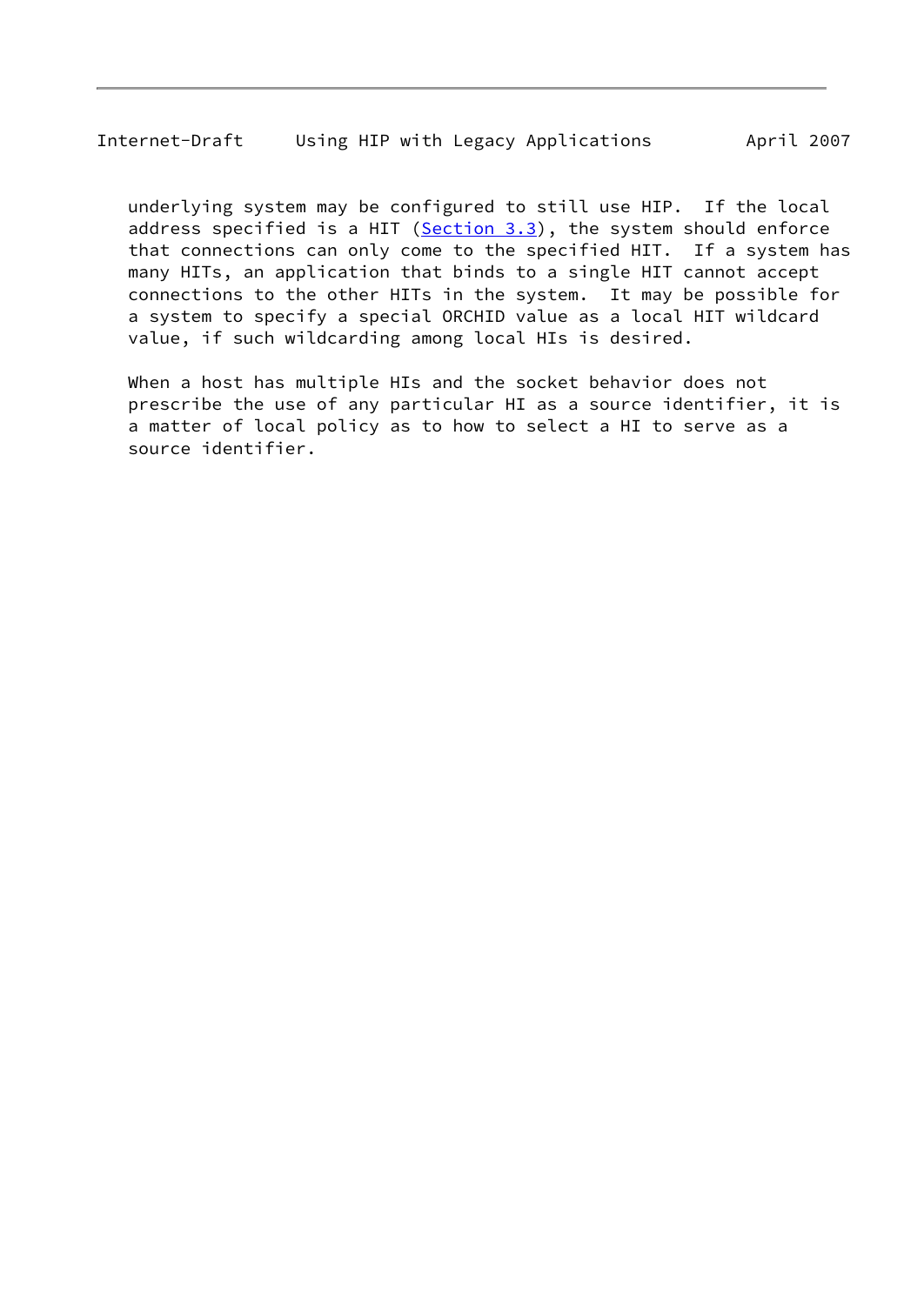underlying system may be configured to still use HIP. If the local address specified is a HIT (Section 3.3), the system should enforce that connections can only come to the specified HIT. If a system has many HITs, an application that binds to a single HIT cannot accept connections to the other HITs in the system. It may be possible for a system to specify a special ORCHID value as a local HIT wildcard value, if such wildcarding among local HIs is desired.

When a host has multiple HIs and the socket behavior does not prescribe the use of any particular HI as a source identifier, it is a matter of local policy as to how to select a HI to serve as a source identifier.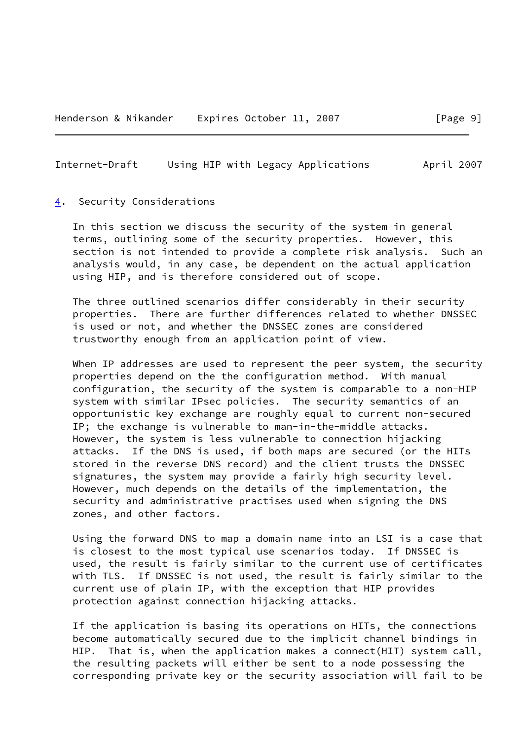## 4. Security Considerations

In this section we discuss the security of the system in general terms, outlining some of the security properties. However, this section is not intended to provide a complete risk analysis. Such an analysis would, in any case, be dependent on the actual application using HIP, and is therefore considered out of scope.

The three outlined scenarios differ considerably in their security properties. There are further differences related to whether DNSSEC is used or not, and whether the DNSSEC zones are considered trustworthy enough from an application point of view.

When IP addresses are used to represent the peer system, the security properties depend on the the configuration method. With manual configuration, the security of the system is comparable to a non-HIP system with similar IPsec policies. The security semantics of an opportunistic key exchange are roughly equal to current non-secured IP; the exchange is vulnerable to man-in-the-middle attacks. However, the system is less vulnerable to connection hijacking attacks. If the DNS is used, if both maps are secured (or the HITs stored in the reverse DNS record) and the client trusts the DNSSEC signatures, the system may provide a fairly high security level. However, much depends on the details of the implementation, the security and administrative practises used when signing the DNS zones, and other factors.

Using the forward DNS to map a domain name into an LSI is a case that is closest to the most typical use scenarios today. If DNSSEC is used, the result is fairly similar to the current use of certificates with TLS. If DNSSEC is not used, the result is fairly similar to the current use of plain IP, with the exception that HIP provides protection against connection hijacking attacks.

If the application is basing its operations on HITs, the connections become automatically secured due to the implicit channel bindings in HIP. That is, when the application makes a connect(HIT) system call, the resulting packets will either be sent to a node possessing the corresponding private key or the security association will fail to be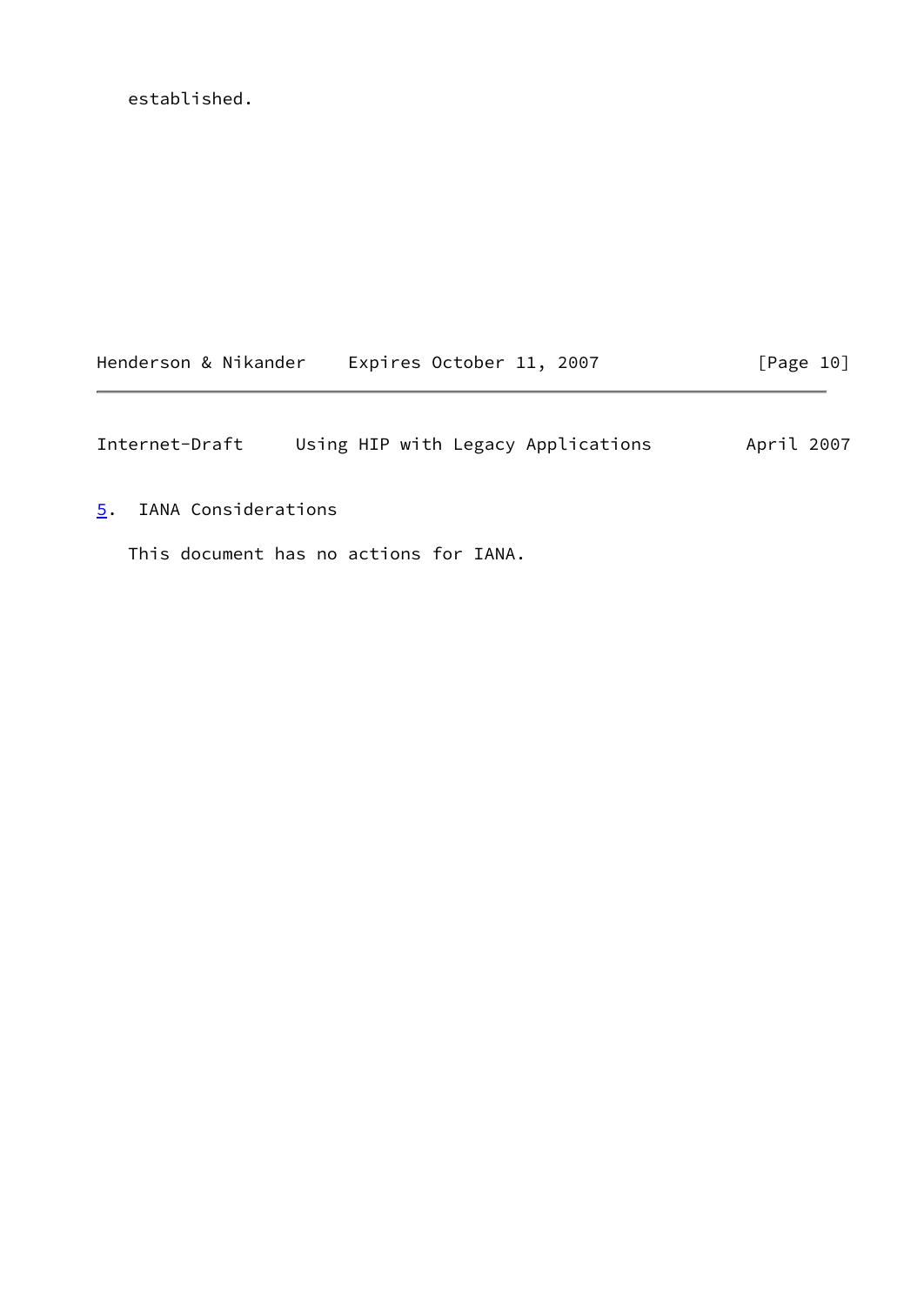established.

## 5. IANA Considerations

This document has no actions for IANA.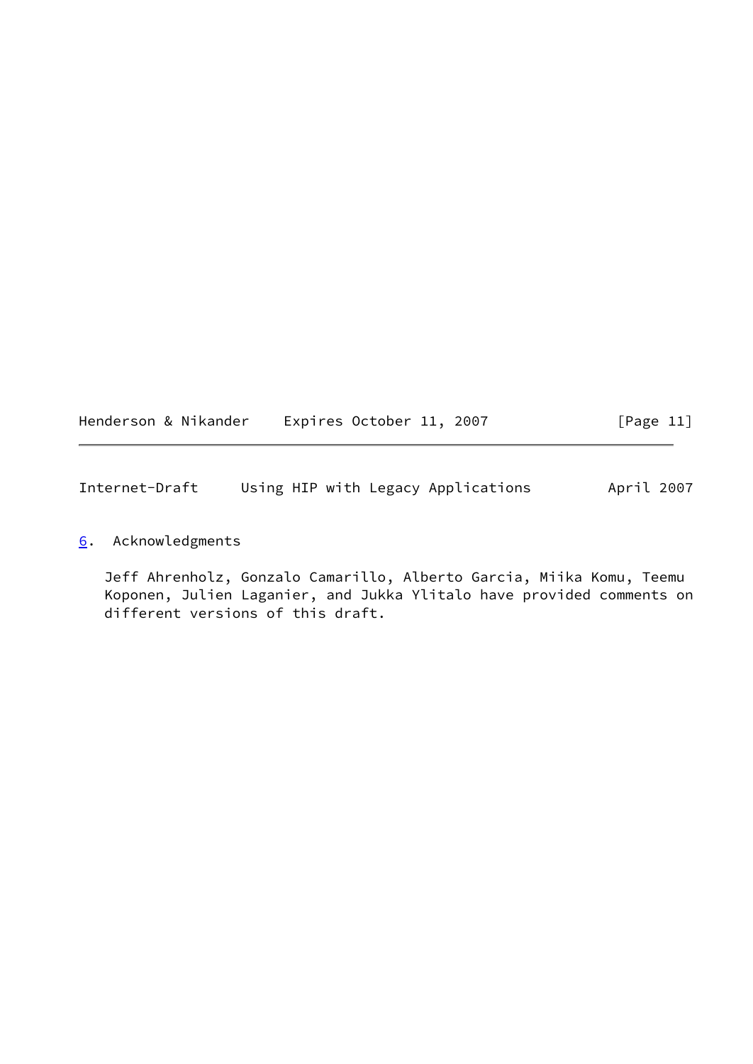## 6. Acknowledgments

Jeff Ahrenholz, Gonzalo Camarillo, Alberto Garcia, Miika Komu, Teemu Koponen, Julien Laganier, and Jukka Ylitalo have provided comments on different versions of this draft.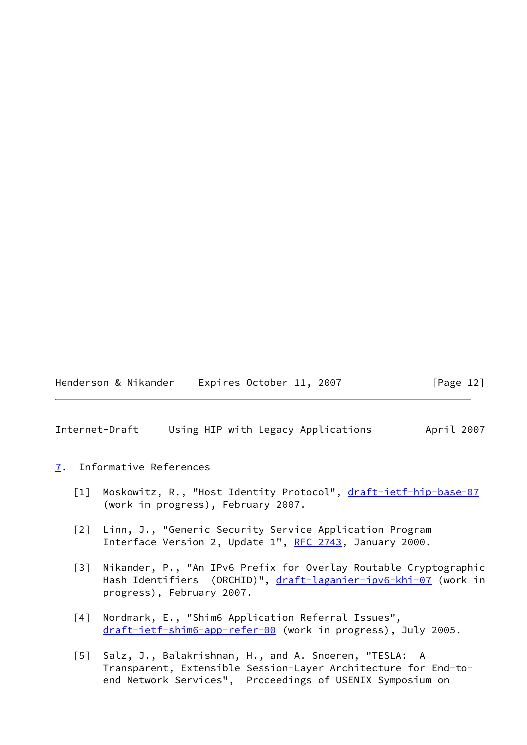## 7. Informative References

[1] Moskowitz, R., "Host Identity Protocol", draft-ietf-hip-base-07 (work in progress), February 2007.

[2] Linn, J., "Generic Security Service Application Program Interface Version 2, Update 1", RFC 2743, January 2000.

[3] Nikander, P., "An IPv6 Prefix for Overlay Routable Cryptographic Hash Identifiers (ORCHID)", draft-laganier-ipv6-khi-07 (work in progress), February 2007.

[4] Nordmark, E., "Shim6 Application Referral Issues", draft-ietf-shim6-app-refer-00 (work in progress), July 2005.

[5] Salz, J., Balakrishnan, H., and A. Snoeren, "TESLA: A Transparent, Extensible Session-Layer Architecture for End-to-end Network Services", Proceedings of USENIX Symposium on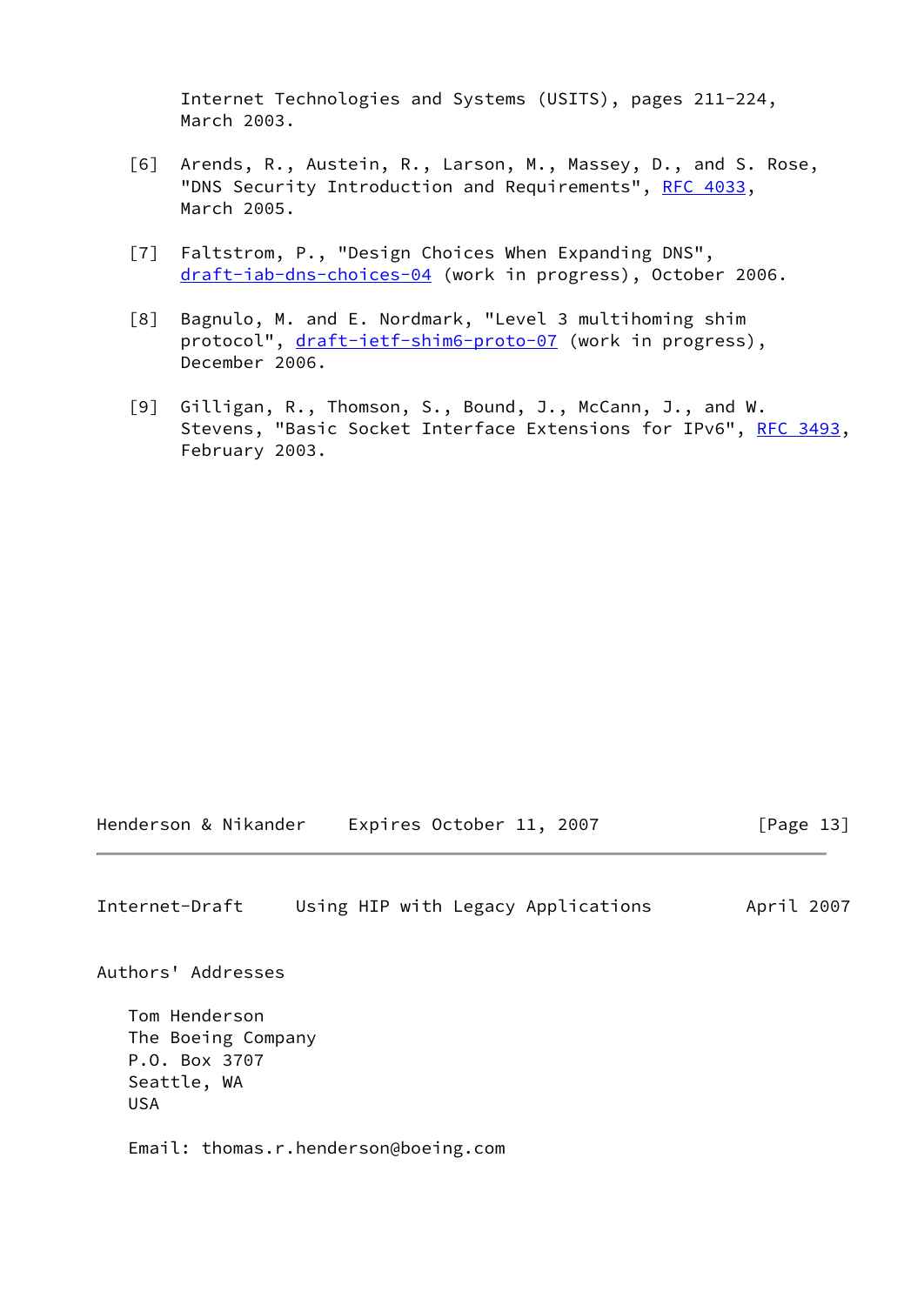Internet Technologies and Systems (USITS), pages 211-224, March 2003.

[6] Arends, R., Austein, R., Larson, M., Massey, D., and S. Rose, "DNS Security Introduction and Requirements", RFC 4033, March 2005.

[7] Faltstrom, P., "Design Choices When Expanding DNS", draft-iab-dns-choices-04 (work in progress), October 2006.

[8] Bagnulo, M. and E. Nordmark, "Level 3 multihoming shim protocol", draft-ietf-shim6-proto-07 (work in progress), December 2006.

[9] Gilligan, R., Thomson, S., Bound, J., McCann, J., and W. Stevens, "Basic Socket Interface Extensions for IPv6", RFC 3493, February 2003.

## Authors' Addresses

Tom Henderson
The Boeing Company
P.O. Box 3707
Seattle, WA
USA

Email: thomas.r.henderson@boeing.com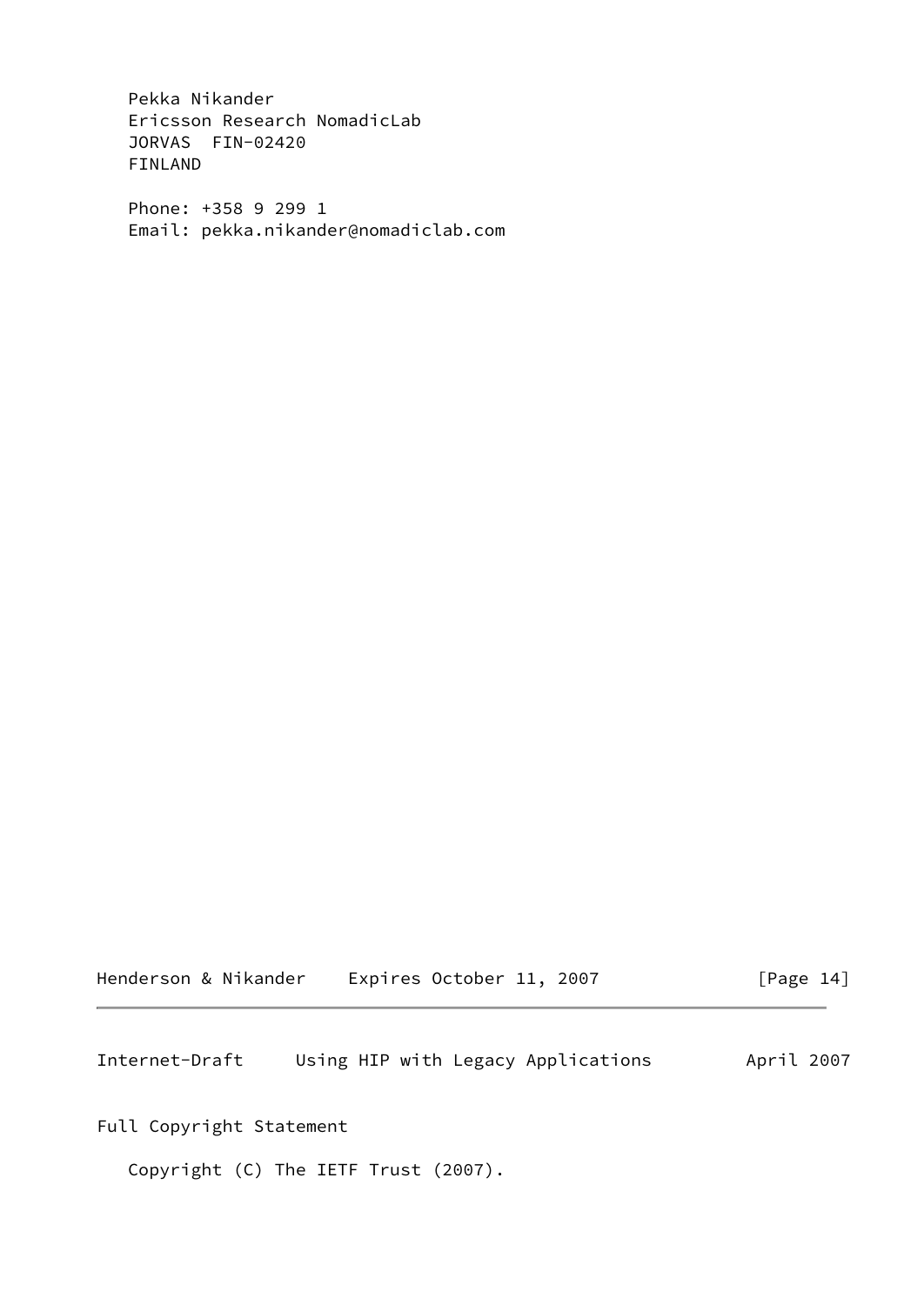Pekka Nikander
Ericsson Research NomadicLab
JORVAS  FIN-02420
FINLAND

Phone: +358 9 299 1
Email: pekka.nikander@nomadiclab.com

## Full Copyright Statement

Copyright (C) The IETF Trust (2007).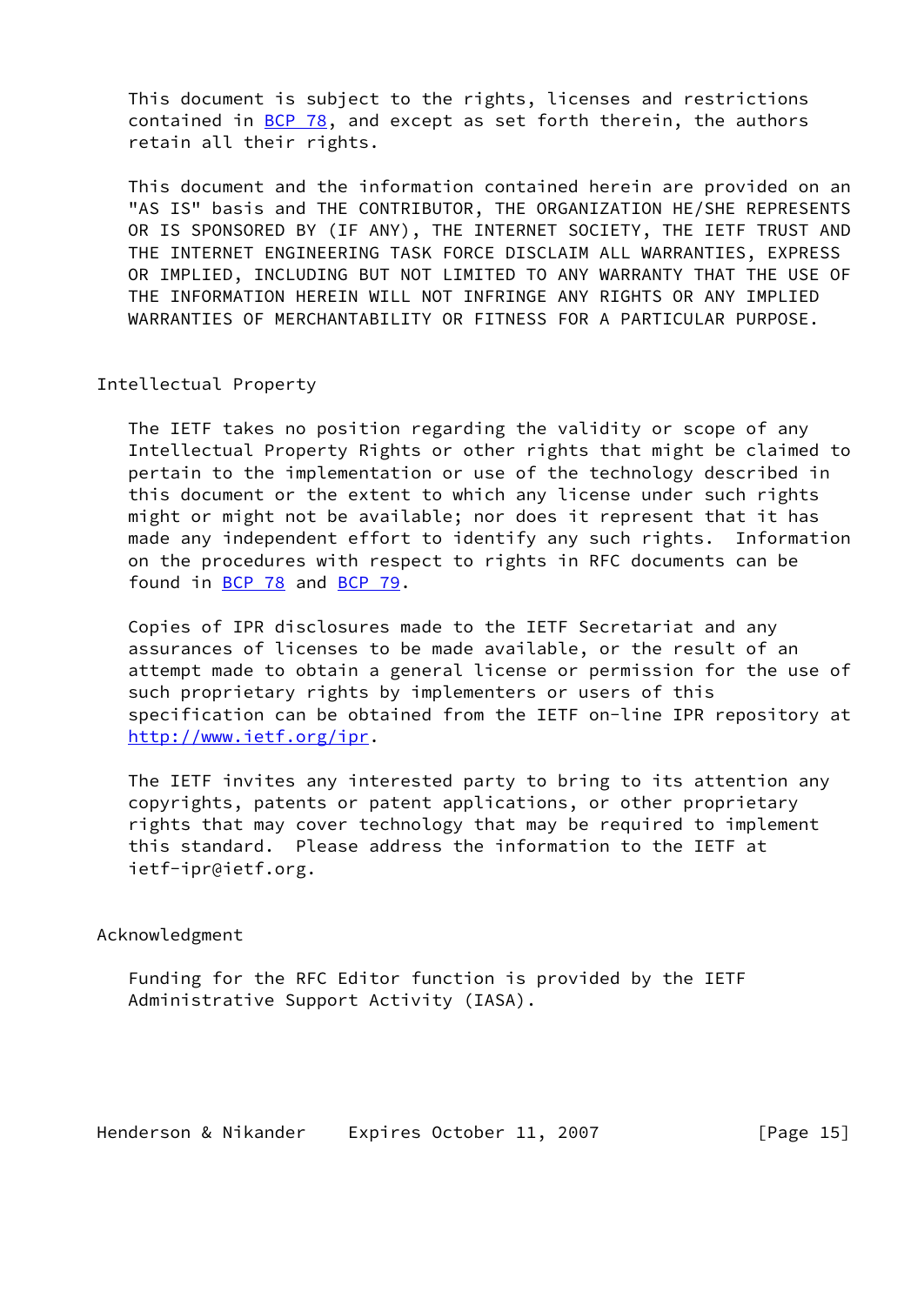This document is subject to the rights, licenses and restrictions contained in BCP 78, and except as set forth therein, the authors retain all their rights.

This document and the information contained herein are provided on an "AS IS" basis and THE CONTRIBUTOR, THE ORGANIZATION HE/SHE REPRESENTS OR IS SPONSORED BY (IF ANY), THE INTERNET SOCIETY, THE IETF TRUST AND THE INTERNET ENGINEERING TASK FORCE DISCLAIM ALL WARRANTIES, EXPRESS OR IMPLIED, INCLUDING BUT NOT LIMITED TO ANY WARRANTY THAT THE USE OF THE INFORMATION HEREIN WILL NOT INFRINGE ANY RIGHTS OR ANY IMPLIED WARRANTIES OF MERCHANTABILITY OR FITNESS FOR A PARTICULAR PURPOSE.

## Intellectual Property

The IETF takes no position regarding the validity or scope of any Intellectual Property Rights or other rights that might be claimed to pertain to the implementation or use of the technology described in this document or the extent to which any license under such rights might or might not be available; nor does it represent that it has made any independent effort to identify any such rights. Information on the procedures with respect to rights in RFC documents can be found in BCP 78 and BCP 79.

Copies of IPR disclosures made to the IETF Secretariat and any assurances of licenses to be made available, or the result of an attempt made to obtain a general license or permission for the use of such proprietary rights by implementers or users of this specification can be obtained from the IETF on-line IPR repository at http://www.ietf.org/ipr.

The IETF invites any interested party to bring to its attention any copyrights, patents or patent applications, or other proprietary rights that may cover technology that may be required to implement this standard. Please address the information to the IETF at ietf-ipr@ietf.org.

## Acknowledgment

Funding for the RFC Editor function is provided by the IETF Administrative Support Activity (IASA).